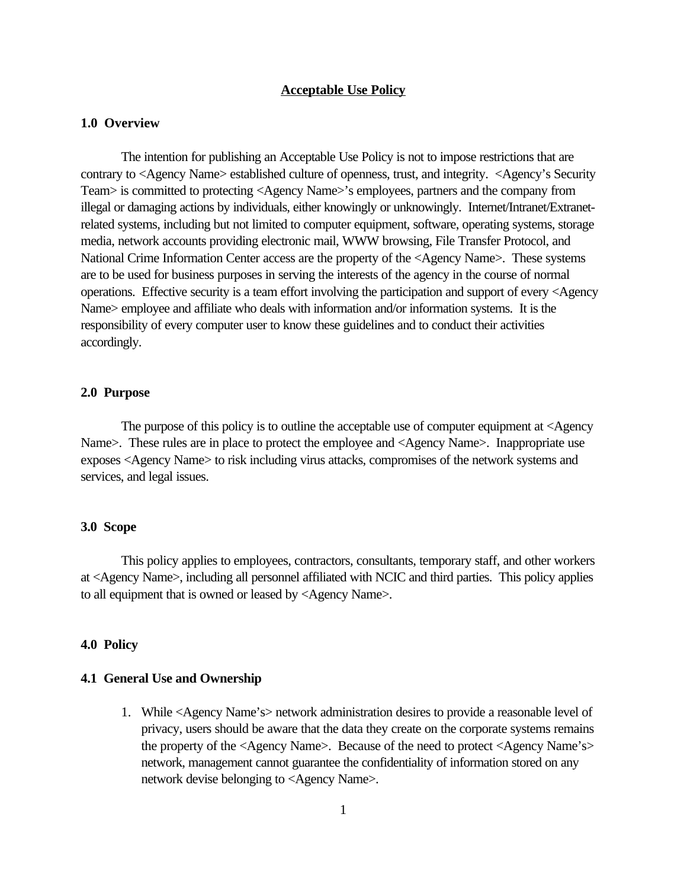# Acceptable Use Policy

## 1.0 Overview

The intention for publishing an Acceptable Use Policy is not to impose restrictions that are contrary to <Agency Name> established culture of openness, trust, and integrity. <Agency's Security Team> is committed to protecting <Agency Name>'s employees, partners and the company from illegal or damaging actions by individuals, either knowingly or unknowingly. Internet/Intranet/Extranet-related systems, including but not limited to computer equipment, software, operating systems, storage media, network accounts providing electronic mail, WWW browsing, File Transfer Protocol, and National Crime Information Center access are the property of the <Agency Name>. These systems are to be used for business purposes in serving the interests of the agency in the course of normal operations. Effective security is a team effort involving the participation and support of every <Agency Name> employee and affiliate who deals with information and/or information systems. It is the responsibility of every computer user to know these guidelines and to conduct their activities accordingly.

## 2.0 Purpose

The purpose of this policy is to outline the acceptable use of computer equipment at <Agency Name>. These rules are in place to protect the employee and <Agency Name>. Inappropriate use exposes <Agency Name> to risk including virus attacks, compromises of the network systems and services, and legal issues.

## 3.0 Scope

This policy applies to employees, contractors, consultants, temporary staff, and other workers at <Agency Name>, including all personnel affiliated with NCIC and third parties. This policy applies to all equipment that is owned or leased by <Agency Name>.

## 4.0 Policy

### 4.1 General Use and Ownership

1. While <Agency Name's> network administration desires to provide a reasonable level of privacy, users should be aware that the data they create on the corporate systems remains the property of the <Agency Name>. Because of the need to protect <Agency Name's> network, management cannot guarantee the confidentiality of information stored on any network devise belonging to <Agency Name>.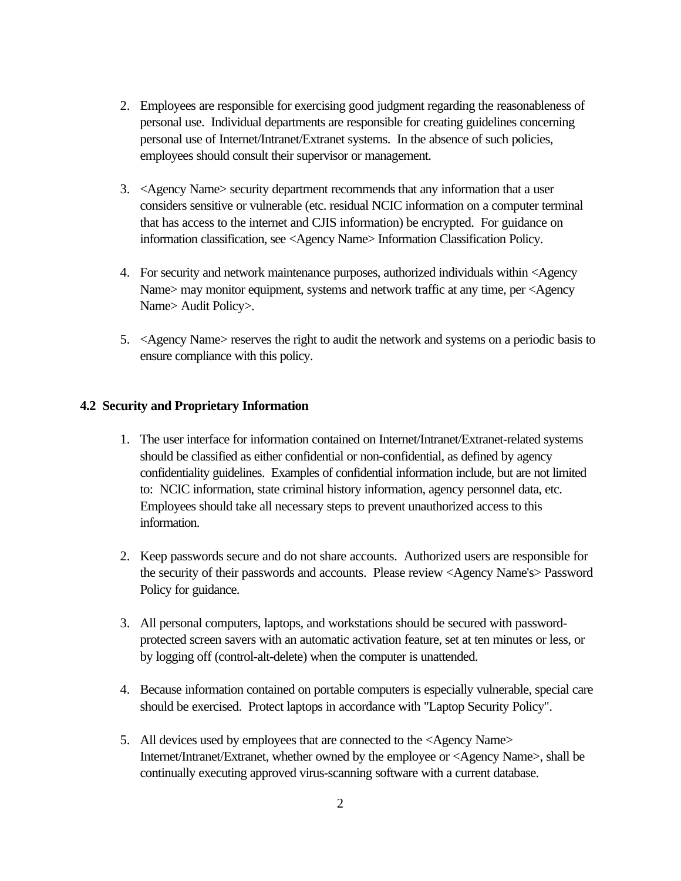2. Employees are responsible for exercising good judgment regarding the reasonableness of personal use. Individual departments are responsible for creating guidelines concerning personal use of Internet/Intranet/Extranet systems. In the absence of such policies, employees should consult their supervisor or management.

3. <Agency Name> security department recommends that any information that a user considers sensitive or vulnerable (etc. residual NCIC information on a computer terminal that has access to the internet and CJIS information) be encrypted. For guidance on information classification, see <Agency Name> Information Classification Policy.

4. For security and network maintenance purposes, authorized individuals within <Agency Name> may monitor equipment, systems and network traffic at any time, per <Agency Name> Audit Policy>.

5. <Agency Name> reserves the right to audit the network and systems on a periodic basis to ensure compliance with this policy.

### 4.2 Security and Proprietary Information

1. The user interface for information contained on Internet/Intranet/Extranet-related systems should be classified as either confidential or non-confidential, as defined by agency confidentiality guidelines. Examples of confidential information include, but are not limited to: NCIC information, state criminal history information, agency personnel data, etc. Employees should take all necessary steps to prevent unauthorized access to this information.

2. Keep passwords secure and do not share accounts. Authorized users are responsible for the security of their passwords and accounts. Please review <Agency Name's> Password Policy for guidance.

3. All personal computers, laptops, and workstations should be secured with password-protected screen savers with an automatic activation feature, set at ten minutes or less, or by logging off (control-alt-delete) when the computer is unattended.

4. Because information contained on portable computers is especially vulnerable, special care should be exercised. Protect laptops in accordance with "Laptop Security Policy".

5. All devices used by employees that are connected to the <Agency Name> Internet/Intranet/Extranet, whether owned by the employee or <Agency Name>, shall be continually executing approved virus-scanning software with a current database.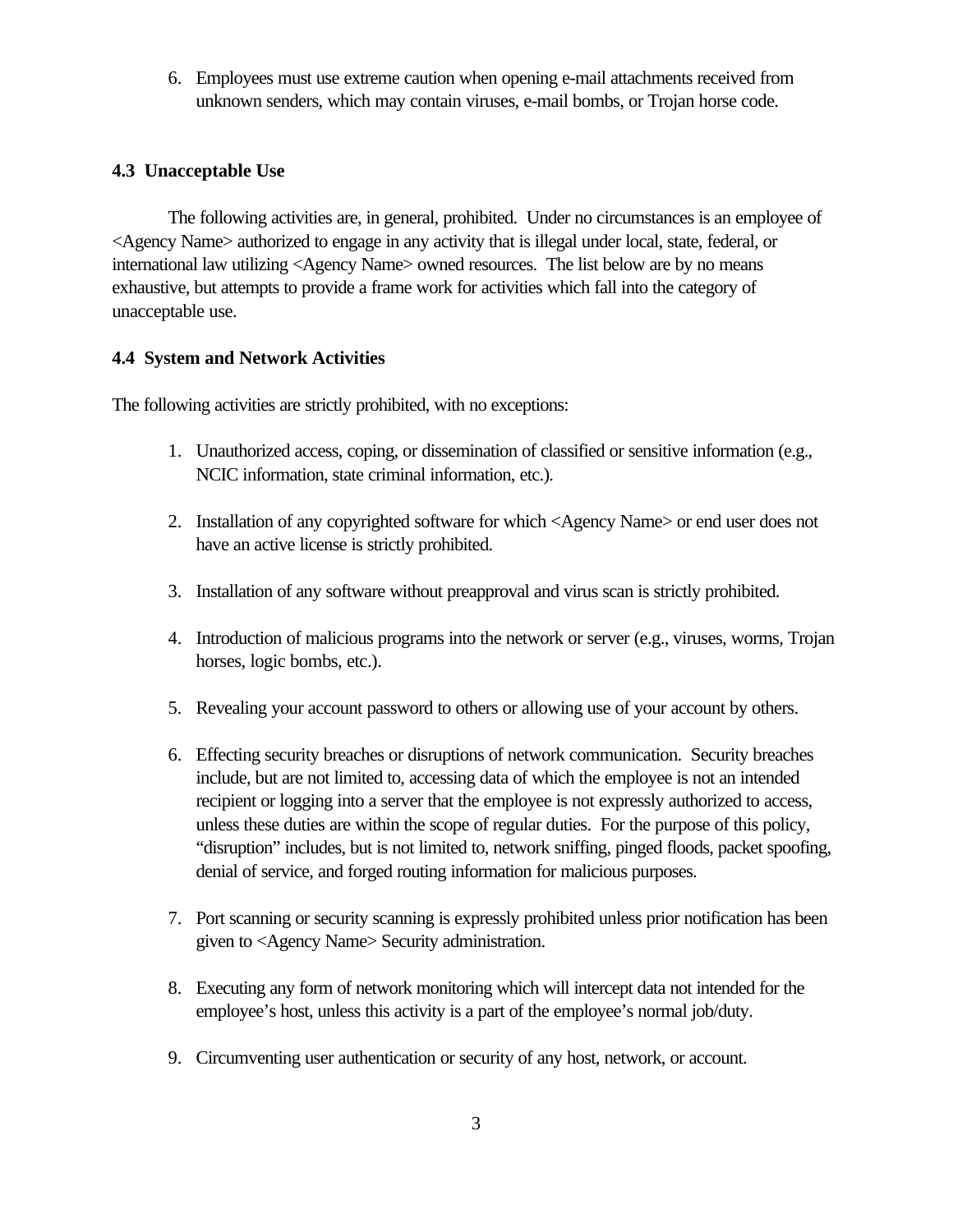6. Employees must use extreme caution when opening e-mail attachments received from unknown senders, which may contain viruses, e-mail bombs, or Trojan horse code.

### 4.3 Unacceptable Use

The following activities are, in general, prohibited. Under no circumstances is an employee of <Agency Name> authorized to engage in any activity that is illegal under local, state, federal, or international law utilizing <Agency Name> owned resources. The list below are by no means exhaustive, but attempts to provide a frame work for activities which fall into the category of unacceptable use.

### 4.4 System and Network Activities

The following activities are strictly prohibited, with no exceptions:

1. Unauthorized access, coping, or dissemination of classified or sensitive information (e.g., NCIC information, state criminal information, etc.).

2. Installation of any copyrighted software for which <Agency Name> or end user does not have an active license is strictly prohibited.

3. Installation of any software without preapproval and virus scan is strictly prohibited.

4. Introduction of malicious programs into the network or server (e.g., viruses, worms, Trojan horses, logic bombs, etc.).

5. Revealing your account password to others or allowing use of your account by others.

6. Effecting security breaches or disruptions of network communication. Security breaches include, but are not limited to, accessing data of which the employee is not an intended recipient or logging into a server that the employee is not expressly authorized to access, unless these duties are within the scope of regular duties. For the purpose of this policy, "disruption" includes, but is not limited to, network sniffing, pinged floods, packet spoofing, denial of service, and forged routing information for malicious purposes.

7. Port scanning or security scanning is expressly prohibited unless prior notification has been given to <Agency Name> Security administration.

8. Executing any form of network monitoring which will intercept data not intended for the employee's host, unless this activity is a part of the employee's normal job/duty.

9. Circumventing user authentication or security of any host, network, or account.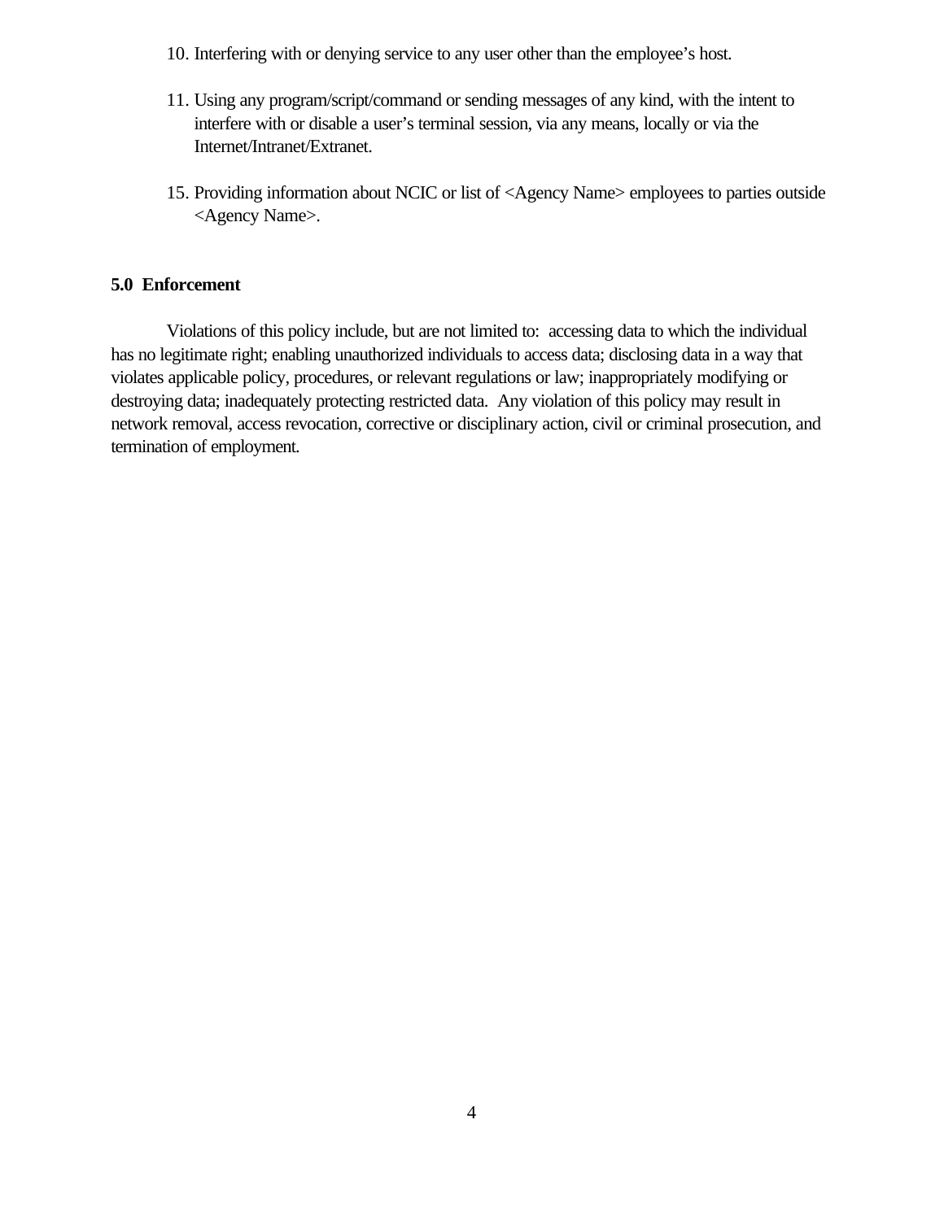10. Interfering with or denying service to any user other than the employee's host.

11. Using any program/script/command or sending messages of any kind, with the intent to interfere with or disable a user's terminal session, via any means, locally or via the Internet/Intranet/Extranet.

15. Providing information about NCIC or list of <Agency Name> employees to parties outside <Agency Name>.

## 5.0 Enforcement

Violations of this policy include, but are not limited to: accessing data to which the individual has no legitimate right; enabling unauthorized individuals to access data; disclosing data in a way that violates applicable policy, procedures, or relevant regulations or law; inappropriately modifying or destroying data; inadequately protecting restricted data. Any violation of this policy may result in network removal, access revocation, corrective or disciplinary action, civil or criminal prosecution, and termination of employment.